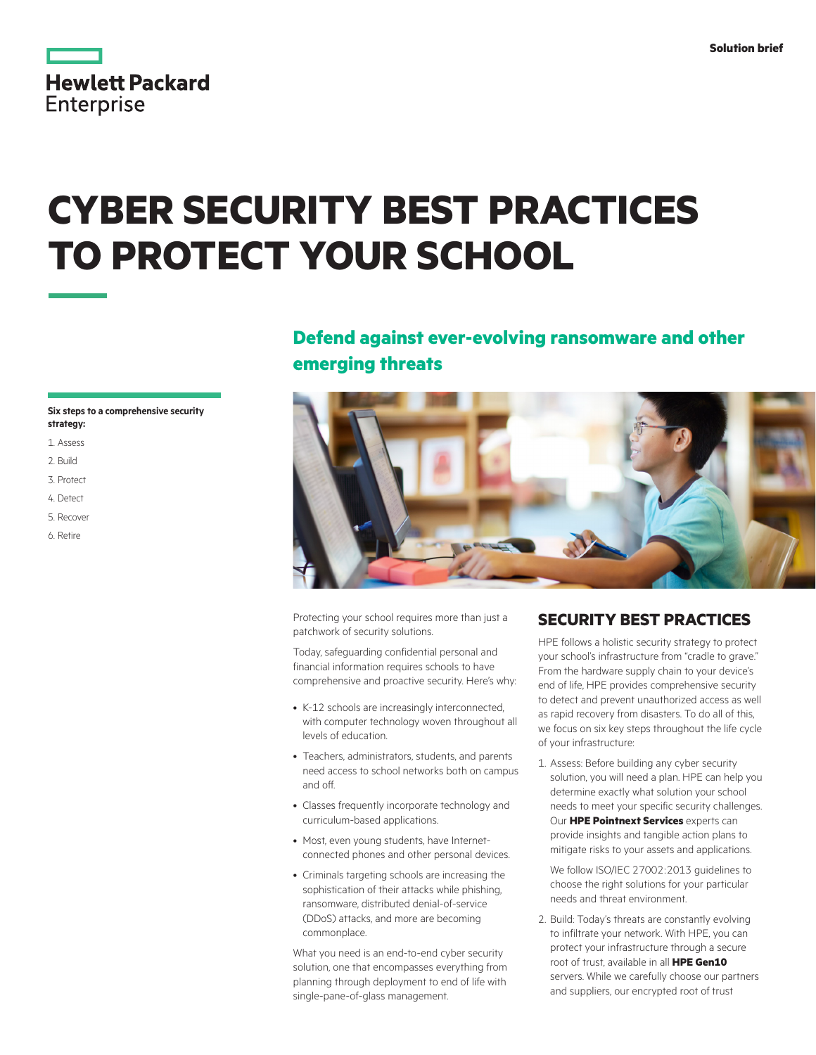Solution brief

# CYBER SECURITY BEST PRACTICES TO PROTECT YOUR SCHOOL

## Defend against ever-evolving ransomware and other emerging threats

**Six steps to a comprehensive security strategy:**

1. Assess
2. Build
3. Protect
4. Detect
5. Recover
6. Retire

Protecting your school requires more than just a patchwork of security solutions.

Today, safeguarding confidential personal and financial information requires schools to have comprehensive and proactive security. Here's why:

- K-12 schools are increasingly interconnected, with computer technology woven throughout all levels of education.
- Teachers, administrators, students, and parents need access to school networks both on campus and off.
- Classes frequently incorporate technology and curriculum-based applications.
- Most, even young students, have Internet-connected phones and other personal devices.
- Criminals targeting schools are increasing the sophistication of their attacks while phishing, ransomware, distributed denial-of-service (DDoS) attacks, and more are becoming commonplace.

What you need is an end-to-end cyber security solution, one that encompasses everything from planning through deployment to end of life with single-pane-of-glass management.

## SECURITY BEST PRACTICES

HPE follows a holistic security strategy to protect your school's infrastructure from "cradle to grave." From the hardware supply chain to your device's end of life, HPE provides comprehensive security to detect and prevent unauthorized access as well as rapid recovery from disasters. To do all of this, we focus on six key steps throughout the life cycle of your infrastructure:

1. Assess: Before building any cyber security solution, you will need a plan. HPE can help you determine exactly what solution your school needs to meet your specific security challenges. Our **HPE Pointnext Services** experts can provide insights and tangible action plans to mitigate risks to your assets and applications.

   We follow ISO/IEC 27002:2013 guidelines to choose the right solutions for your particular needs and threat environment.

2. Build: Today's threats are constantly evolving to infiltrate your network. With HPE, you can protect your infrastructure through a secure root of trust, available in all **HPE Gen10** servers. While we carefully choose our partners and suppliers, our encrypted root of trust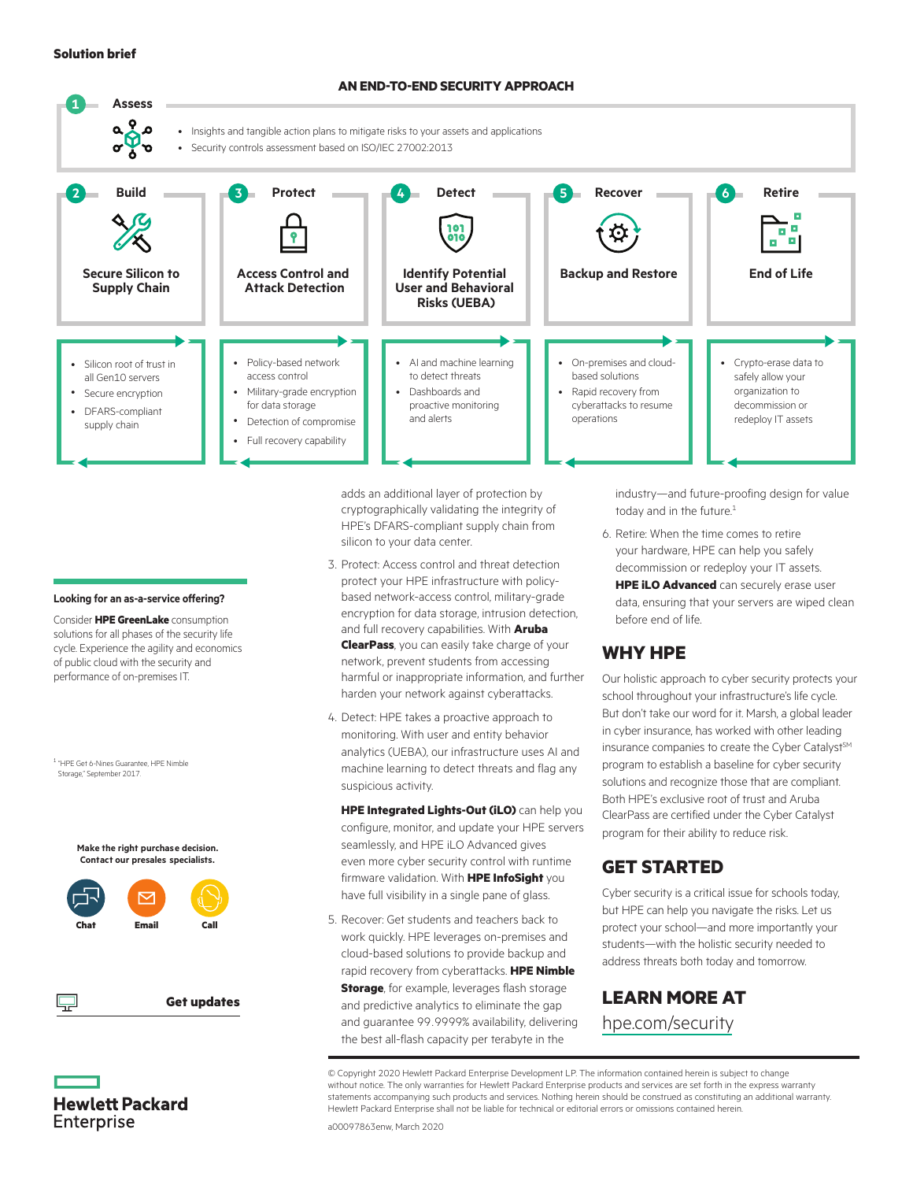## AN END-TO-END SECURITY APPROACH

**1 Assess**

- Insights and tangible action plans to mitigate risks to your assets and applications
- Security controls assessment based on ISO/IEC 27002:2013

**2 Build — Secure Silicon to Supply Chain**

- Silicon root of trust in all Gen10 servers
- Secure encryption
- DFARS-compliant supply chain

**3 Protect — Access Control and Attack Detection**

- Policy-based network access control
- Military-grade encryption for data storage
- Detection of compromise
- Full recovery capability

**4 Detect — Identify Potential User and Behavioral Risks (UEBA)**

- AI and machine learning to detect threats
- Dashboards and proactive monitoring and alerts

**5 Recover — Backup and Restore**

- On-premises and cloud-based solutions
- Rapid recovery from cyberattacks to resume operations

**6 Retire — End of Life**

- Crypto-erase data to safely allow your organization to decommission or redeploy IT assets

adds an additional layer of protection by cryptographically validating the integrity of HPE's DFARS-compliant supply chain from silicon to your data center.

3. Protect: Access control and threat detection protect your HPE infrastructure with policy-based network-access control, military-grade encryption for data storage, intrusion detection, and full recovery capabilities. With **Aruba ClearPass**, you can easily take charge of your network, prevent students from accessing harmful or inappropriate information, and further harden your network against cyberattacks.

4. Detect: HPE takes a proactive approach to monitoring. With user and entity behavior analytics (UEBA), our infrastructure uses AI and machine learning to detect threats and flag any suspicious activity.

   **HPE Integrated Lights-Out (iLO)** can help you configure, monitor, and update your HPE servers seamlessly, and HPE iLO Advanced gives even more cyber security control with runtime firmware validation. With **HPE InfoSight** you have full visibility in a single pane of glass.

5. Recover: Get students and teachers back to work quickly. HPE leverages on-premises and cloud-based solutions to provide backup and rapid recovery from cyberattacks. **HPE Nimble Storage**, for example, leverages flash storage and predictive analytics to eliminate the gap and guarantee 99.9999% availability, delivering the best all-flash capacity per terabyte in the industry—and future-proofing design for value today and in the future.[1]

6. Retire: When the time comes to retire your hardware, HPE can help you safely decommission or redeploy your IT assets. **HPE iLO Advanced** can securely erase user data, ensuring that your servers are wiped clean before end of life.

## WHY HPE

Our holistic approach to cyber security protects your school throughout your infrastructure's life cycle. But don't take our word for it. Marsh, a global leader in cyber insurance, has worked with other leading insurance companies to create the Cyber Catalyst℠ program to establish a baseline for cyber security solutions and recognize those that are compliant. Both HPE's exclusive root of trust and Aruba ClearPass are certified under the Cyber Catalyst program for their ability to reduce risk.

## GET STARTED

Cyber security is a critical issue for schools today, but HPE can help you navigate the risks. Let us protect your school—and more importantly your students—with the holistic security needed to address threats both today and tomorrow.

## LEARN MORE AT

hpe.com/security

**Looking for an as-a-service offering?**

Consider **HPE GreenLake** consumption solutions for all phases of the security life cycle. Experience the agility and economics of public cloud with the security and performance of on-premises IT.

[1] "HPE Get 6-Nines Guarantee, HPE Nimble Storage," September 2017.

**Make the right purchase decision. Contact our presales specialists.**

Chat | Email | Call

**Get updates**

Hewlett Packard Enterprise

© Copyright 2020 Hewlett Packard Enterprise Development LP. The information contained herein is subject to change without notice. The only warranties for Hewlett Packard Enterprise products and services are set forth in the express warranty statements accompanying such products and services. Nothing herein should be construed as constituting an additional warranty. Hewlett Packard Enterprise shall not be liable for technical or editorial errors or omissions contained herein.

a00097863enw, March 2020